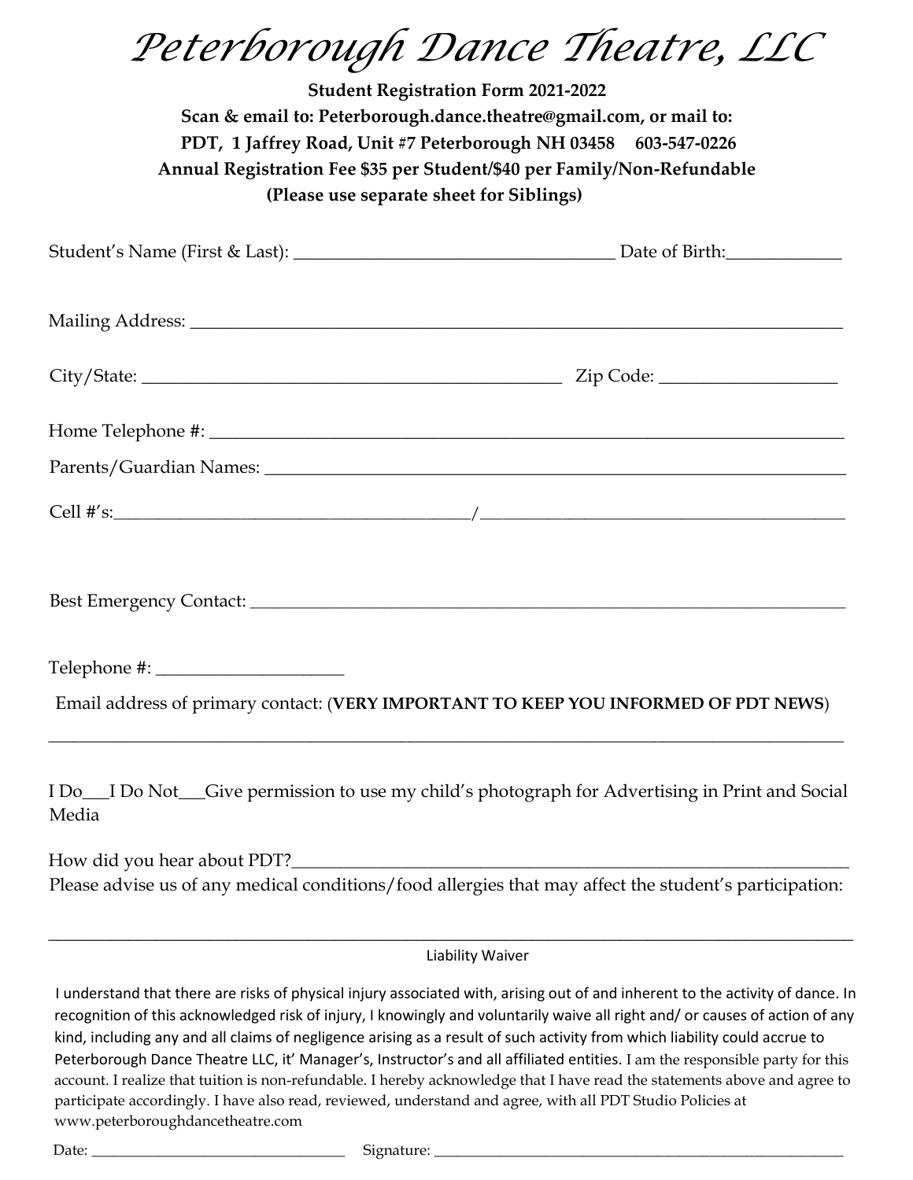# *Peterborough Dance Theatre, LLC*

**Student Registration Form 2021-2022**
**Scan & email to: Peterborough.dance.theatre@gmail.com, or mail to:**
**PDT, 1 Jaffrey Road, Unit #7 Peterborough NH 03458 603-547-0226**
**Annual Registration Fee $35 per Student/$40 per Family/Non-Refundable**
**(Please use separate sheet for Siblings)**

Student's Name (First & Last): ____________________________________ Date of Birth:_____________

Mailing Address: ___________________________________________________________________________

City/State: ______________________________________________ Zip Code: ___________________

Home Telephone #: _________________________________________________________________________

Parents/Guardian Names: ____________________________________________________________________

Cell #'s:________________________________________/________________________________________

Best Emergency Contact: _____________________________________________________________________

Telephone #: _____________________

Email address of primary contact: (**VERY IMPORTANT TO KEEP YOU INFORMED OF PDT NEWS**)

_____________________________________________________________________________________________

I Do___I Do Not___Give permission to use my child's photograph for Advertising in Print and Social Media

How did you hear about PDT?_________________________________________________________________

Please advise us of any medical conditions/food allergies that may affect the student's participation:

_____________________________________________________________________________________________

Liability Waiver

I understand that there are risks of physical injury associated with, arising out of and inherent to the activity of dance. In recognition of this acknowledged risk of injury, I knowingly and voluntarily waive all right and/ or causes of action of any kind, including any and all claims of negligence arising as a result of such activity from which liability could accrue to Peterborough Dance Theatre LLC, it' Manager's, Instructor's and all affiliated entities. I am the responsible party for this account. I realize that tuition is non-refundable. I hereby acknowledge that I have read the statements above and agree to participate accordingly. I have also read, reviewed, understand and agree, with all PDT Studio Policies at www.peterboroughdancetheatre.com

Date: _________________________________ Signature: ______________________________________________________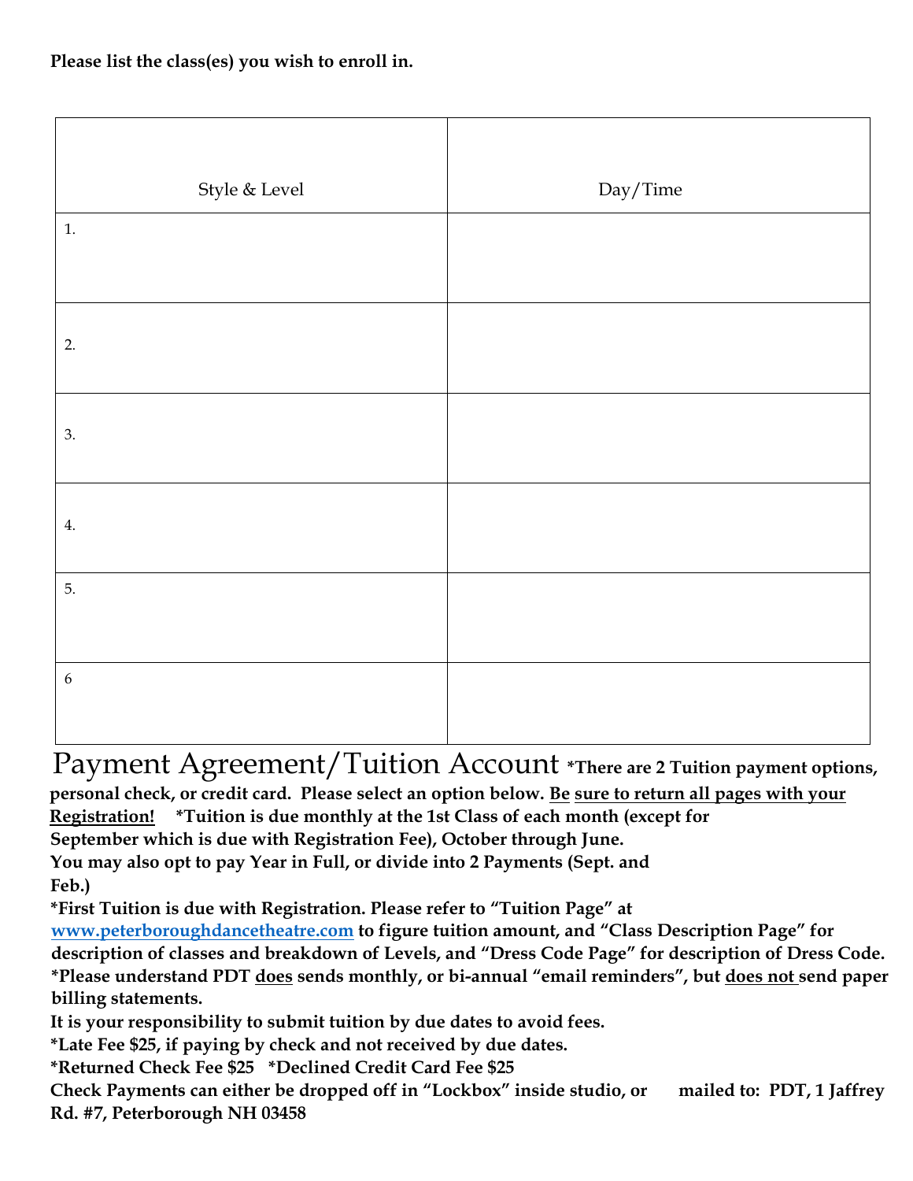**Please list the class(es) you wish to enroll in.**

| Style & Level | Day/Time |
|---|---|
| 1. | |
| 2. | |
| 3. | |
| 4. | |
| 5. | |
| 6 | |

# Payment Agreement/Tuition Account

**\*There are 2 Tuition payment options, personal check, or credit card. Please select an option below. <u>Be</u> <u>sure to return all pages with your Registration!</u> \*Tuition is due monthly at the 1st Class of each month (except for September which is due with Registration Fee), October through June.**

**You may also opt to pay Year in Full, or divide into 2 Payments (Sept. and Feb.)**

**\*First Tuition is due with Registration. Please refer to "Tuition Page" at [www.peterboroughdancetheatre.com](http://www.peterboroughdancetheatre.com) to figure tuition amount, and "Class Description Page" for description of classes and breakdown of Levels, and "Dress Code Page" for description of Dress Code.**

**\*Please understand PDT <u>does</u> sends monthly, or bi-annual "email reminders", but <u>does not</u> send paper billing statements.**

**It is your responsibility to submit tuition by due dates to avoid fees.**

**\*Late Fee $25, if paying by check and not received by due dates.**

**\*Returned Check Fee $25 \*Declined Credit Card Fee $25**

**Check Payments can either be dropped off in "Lockbox" inside studio, or mailed to: PDT, 1 Jaffrey Rd. #7, Peterborough NH 03458**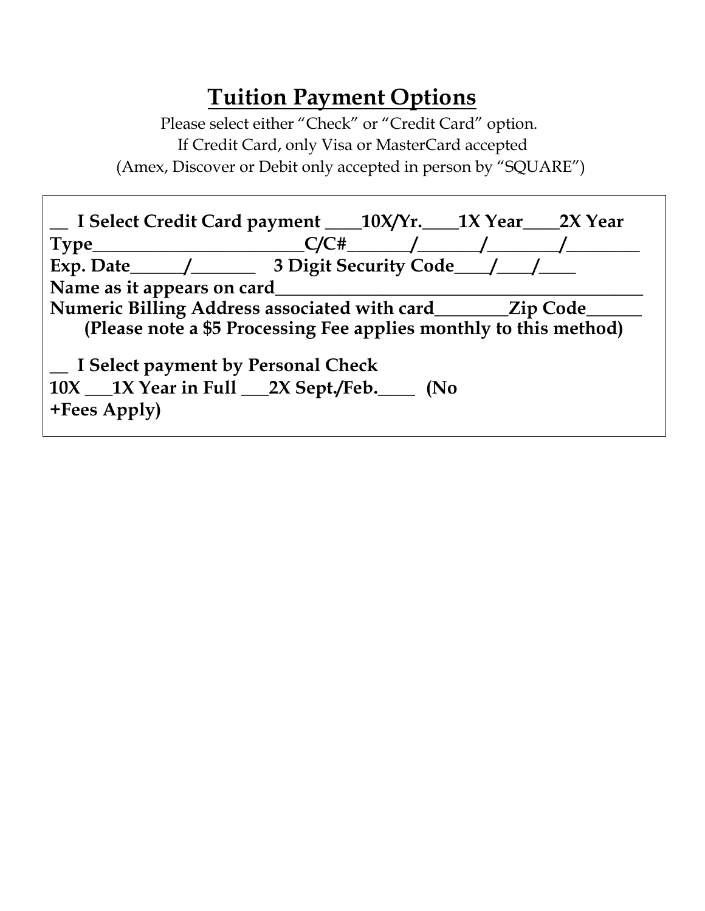# Tuition Payment Options

Please select either "Check" or "Credit Card" option.
If Credit Card, only Visa or MasterCard accepted
(Amex, Discover or Debit only accepted in person by "SQUARE")

**__ I Select Credit Card payment ____10X/Yr.____1X Year____2X Year**
**Type________________________C/C#_______/_______/________/________**
**Exp. Date______/_______ 3 Digit Security Code____/____/____**
**Name as it appears on card___________________________________________**
**Numeric Billing Address associated with card________Zip Code______**
**(Please note a $5 Processing Fee applies monthly to this method)**

**__ I Select payment by Personal Check**
**10X ___1X Year in Full ___2X Sept./Feb.____ (No +Fees Apply)**